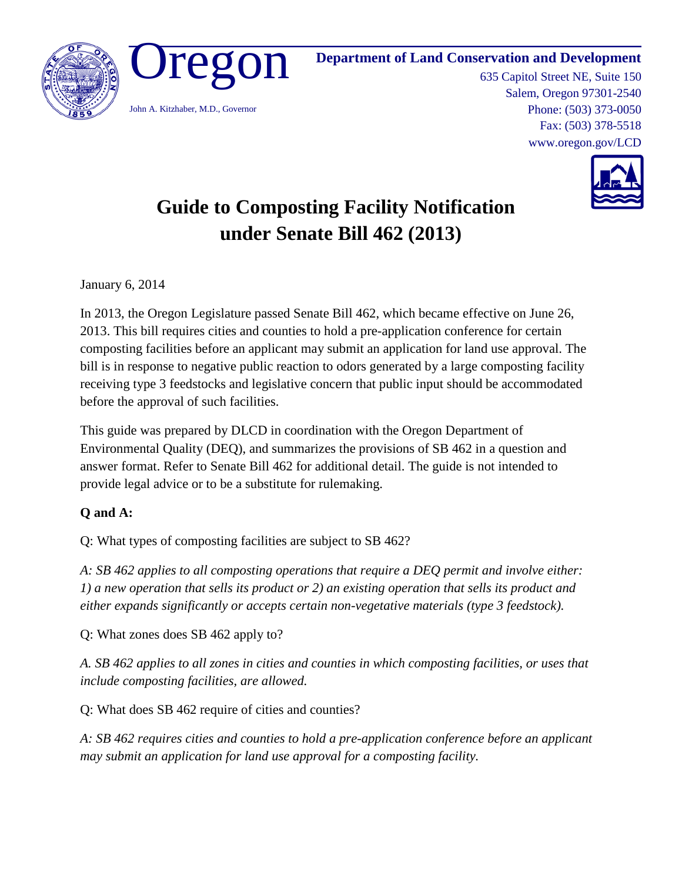Oregon

John A. Kitzhaber, M.D., Governor

**Department of Land Conservation and Development**
635 Capitol Street NE, Suite 150
Salem, Oregon 97301-2540
Phone: (503) 373-0050
Fax: (503) 378-5518
www.oregon.gov/LCD

# Guide to Composting Facility Notification under Senate Bill 462 (2013)

January 6, 2014

In 2013, the Oregon Legislature passed Senate Bill 462, which became effective on June 26, 2013. This bill requires cities and counties to hold a pre-application conference for certain composting facilities before an applicant may submit an application for land use approval. The bill is in response to negative public reaction to odors generated by a large composting facility receiving type 3 feedstocks and legislative concern that public input should be accommodated before the approval of such facilities.

This guide was prepared by DLCD in coordination with the Oregon Department of Environmental Quality (DEQ), and summarizes the provisions of SB 462 in a question and answer format. Refer to Senate Bill 462 for additional detail. The guide is not intended to provide legal advice or to be a substitute for rulemaking.

**Q and A:**

Q: What types of composting facilities are subject to SB 462?

*A: SB 462 applies to all composting operations that require a DEQ permit and involve either: 1) a new operation that sells its product or 2) an existing operation that sells its product and either expands significantly or accepts certain non-vegetative materials (type 3 feedstock).*

Q: What zones does SB 462 apply to?

*A. SB 462 applies to all zones in cities and counties in which composting facilities, or uses that include composting facilities, are allowed.*

Q: What does SB 462 require of cities and counties?

*A: SB 462 requires cities and counties to hold a pre-application conference before an applicant may submit an application for land use approval for a composting facility.*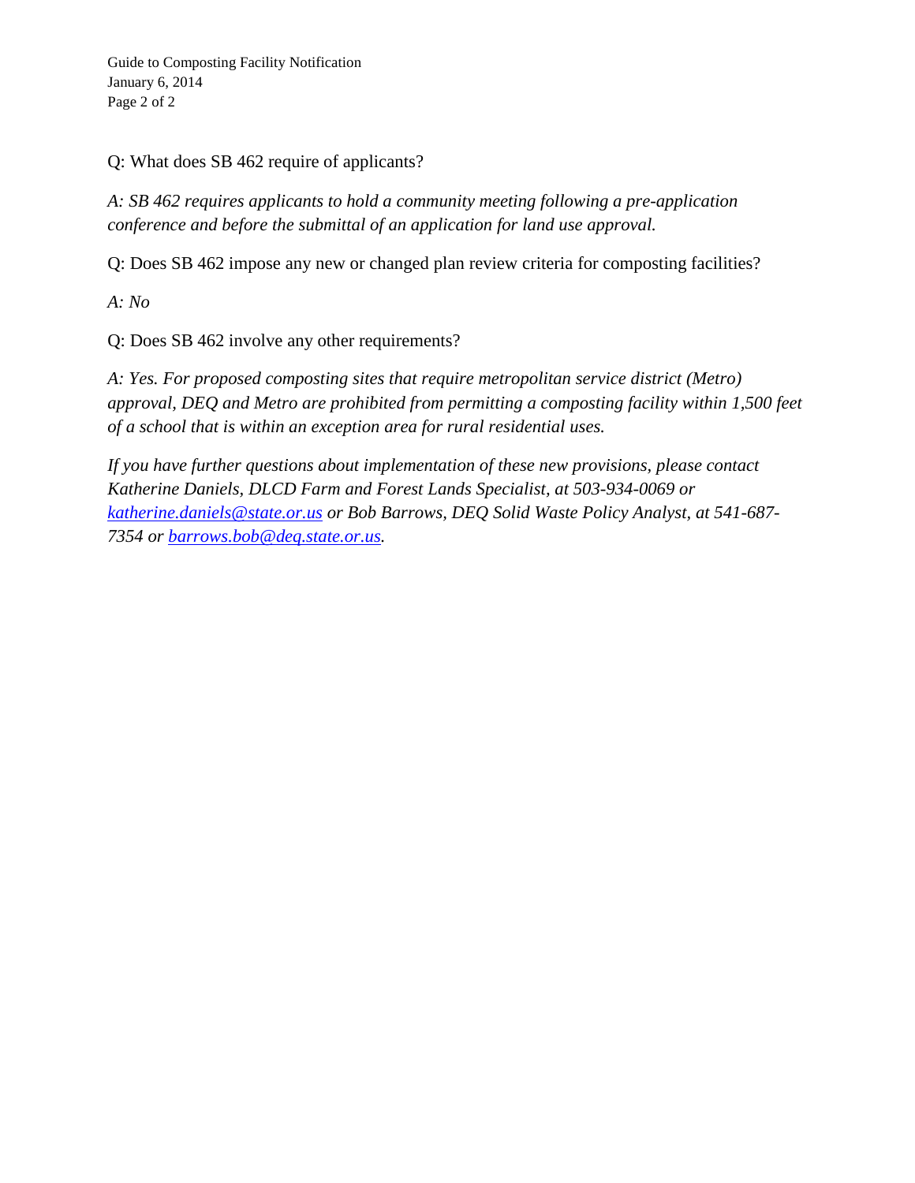Q: What does SB 462 require of applicants?

*A: SB 462 requires applicants to hold a community meeting following a pre-application conference and before the submittal of an application for land use approval.*

Q: Does SB 462 impose any new or changed plan review criteria for composting facilities?

*A: No*

Q: Does SB 462 involve any other requirements?

*A: Yes. For proposed composting sites that require metropolitan service district (Metro) approval, DEQ and Metro are prohibited from permitting a composting facility within 1,500 feet of a school that is within an exception area for rural residential uses.*

*If you have further questions about implementation of these new provisions, please contact Katherine Daniels, DLCD Farm and Forest Lands Specialist, at 503-934-0069 or [katherine.daniels@state.or.us](mailto:katherine.daniels@state.or.us) or Bob Barrows, DEQ Solid Waste Policy Analyst, at 541-687-7354 or [barrows.bob@deq.state.or.us](mailto:barrows.bob@deq.state.or.us).*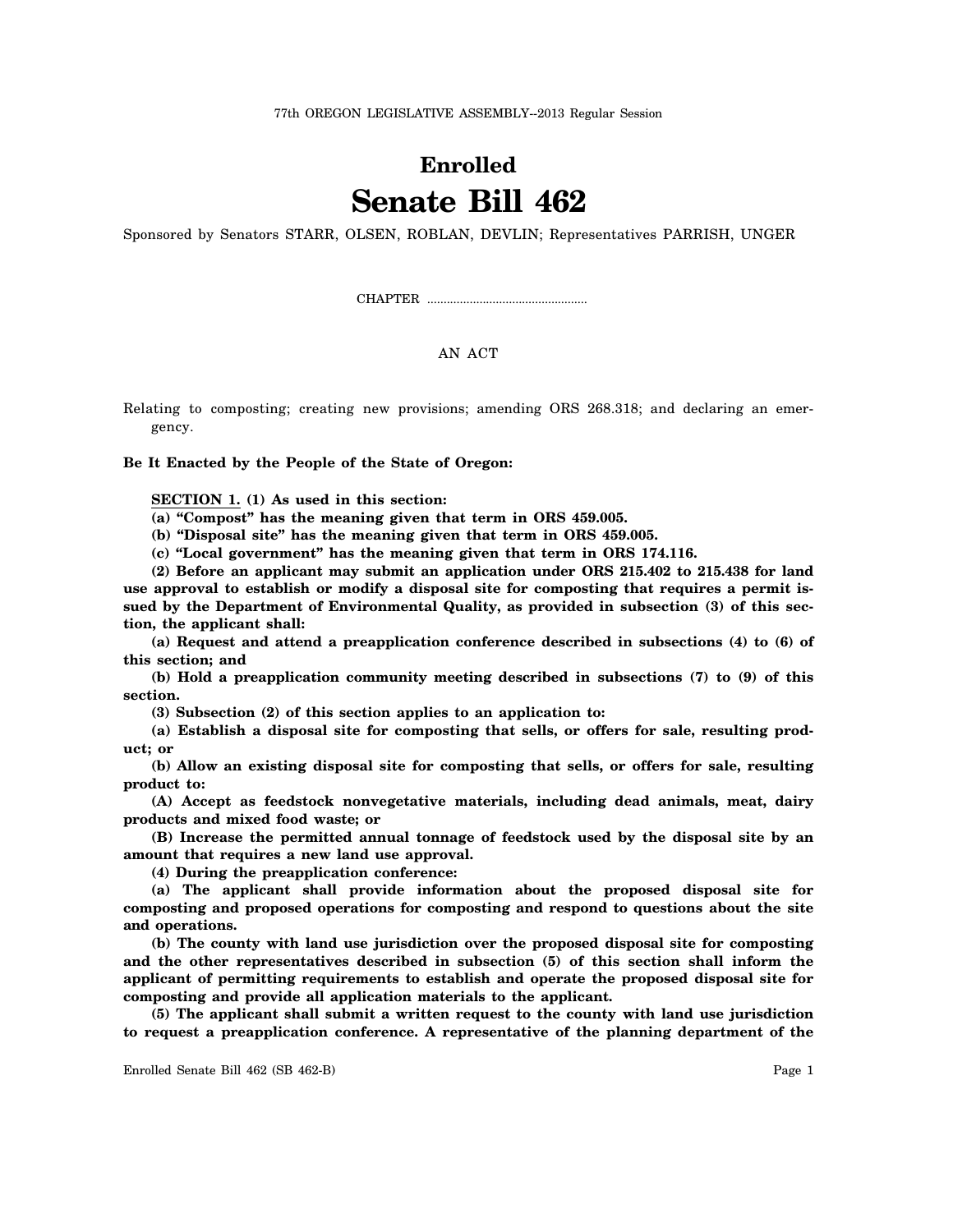77th OREGON LEGISLATIVE ASSEMBLY--2013 Regular Session

# Enrolled
# Senate Bill 462

Sponsored by Senators STARR, OLSEN, ROBLAN, DEVLIN; Representatives PARRISH, UNGER

CHAPTER ................................................

AN ACT

Relating to composting; creating new provisions; amending ORS 268.318; and declaring an emergency.

**Be It Enacted by the People of the State of Oregon:**

**SECTION 1. (1) As used in this section:**

**(a) "Compost" has the meaning given that term in ORS 459.005.**

**(b) "Disposal site" has the meaning given that term in ORS 459.005.**

**(c) "Local government" has the meaning given that term in ORS 174.116.**

**(2) Before an applicant may submit an application under ORS 215.402 to 215.438 for land use approval to establish or modify a disposal site for composting that requires a permit issued by the Department of Environmental Quality, as provided in subsection (3) of this section, the applicant shall:**

**(a) Request and attend a preapplication conference described in subsections (4) to (6) of this section; and**

**(b) Hold a preapplication community meeting described in subsections (7) to (9) of this section.**

**(3) Subsection (2) of this section applies to an application to:**

**(a) Establish a disposal site for composting that sells, or offers for sale, resulting product; or**

**(b) Allow an existing disposal site for composting that sells, or offers for sale, resulting product to:**

**(A) Accept as feedstock nonvegetative materials, including dead animals, meat, dairy products and mixed food waste; or**

**(B) Increase the permitted annual tonnage of feedstock used by the disposal site by an amount that requires a new land use approval.**

**(4) During the preapplication conference:**

**(a) The applicant shall provide information about the proposed disposal site for composting and proposed operations for composting and respond to questions about the site and operations.**

**(b) The county with land use jurisdiction over the proposed disposal site for composting and the other representatives described in subsection (5) of this section shall inform the applicant of permitting requirements to establish and operate the proposed disposal site for composting and provide all application materials to the applicant.**

**(5) The applicant shall submit a written request to the county with land use jurisdiction to request a preapplication conference. A representative of the planning department of the**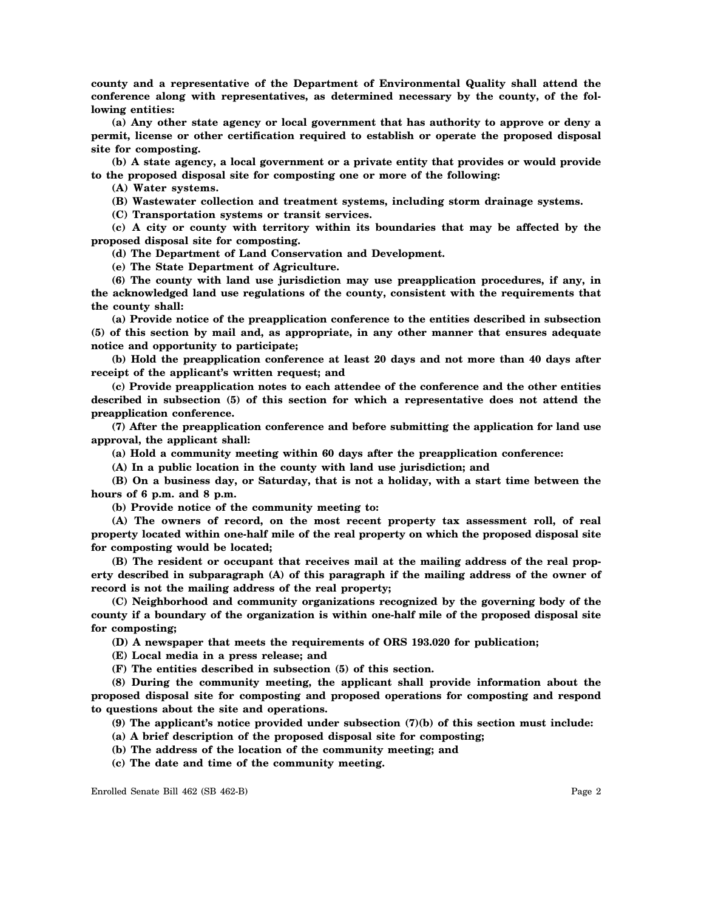**county and a representative of the Department of Environmental Quality shall attend the conference along with representatives, as determined necessary by the county, of the following entities:**

**(a) Any other state agency or local government that has authority to approve or deny a permit, license or other certification required to establish or operate the proposed disposal site for composting.**

**(b) A state agency, a local government or a private entity that provides or would provide to the proposed disposal site for composting one or more of the following:**

**(A) Water systems.**

**(B) Wastewater collection and treatment systems, including storm drainage systems.**

**(C) Transportation systems or transit services.**

**(c) A city or county with territory within its boundaries that may be affected by the proposed disposal site for composting.**

**(d) The Department of Land Conservation and Development.**

**(e) The State Department of Agriculture.**

**(6) The county with land use jurisdiction may use preapplication procedures, if any, in the acknowledged land use regulations of the county, consistent with the requirements that the county shall:**

**(a) Provide notice of the preapplication conference to the entities described in subsection (5) of this section by mail and, as appropriate, in any other manner that ensures adequate notice and opportunity to participate;**

**(b) Hold the preapplication conference at least 20 days and not more than 40 days after receipt of the applicant's written request; and**

**(c) Provide preapplication notes to each attendee of the conference and the other entities described in subsection (5) of this section for which a representative does not attend the preapplication conference.**

**(7) After the preapplication conference and before submitting the application for land use approval, the applicant shall:**

**(a) Hold a community meeting within 60 days after the preapplication conference:**

**(A) In a public location in the county with land use jurisdiction; and**

**(B) On a business day, or Saturday, that is not a holiday, with a start time between the hours of 6 p.m. and 8 p.m.**

**(b) Provide notice of the community meeting to:**

**(A) The owners of record, on the most recent property tax assessment roll, of real property located within one-half mile of the real property on which the proposed disposal site for composting would be located;**

**(B) The resident or occupant that receives mail at the mailing address of the real property described in subparagraph (A) of this paragraph if the mailing address of the owner of record is not the mailing address of the real property;**

**(C) Neighborhood and community organizations recognized by the governing body of the county if a boundary of the organization is within one-half mile of the proposed disposal site for composting;**

**(D) A newspaper that meets the requirements of ORS 193.020 for publication;**

**(E) Local media in a press release; and**

**(F) The entities described in subsection (5) of this section.**

**(8) During the community meeting, the applicant shall provide information about the proposed disposal site for composting and proposed operations for composting and respond to questions about the site and operations.**

**(9) The applicant's notice provided under subsection (7)(b) of this section must include:**

**(a) A brief description of the proposed disposal site for composting;**

**(b) The address of the location of the community meeting; and**

**(c) The date and time of the community meeting.**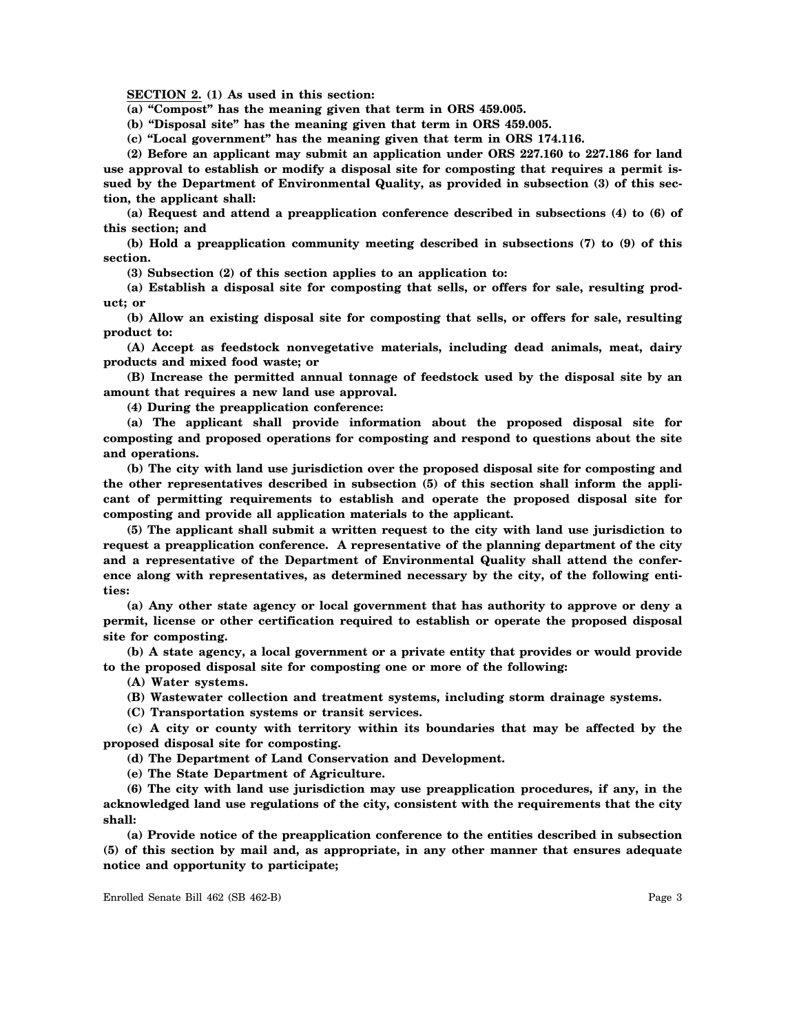**SECTION 2. (1) As used in this section:**

**(a) "Compost" has the meaning given that term in ORS 459.005.**

**(b) "Disposal site" has the meaning given that term in ORS 459.005.**

**(c) "Local government" has the meaning given that term in ORS 174.116.**

**(2) Before an applicant may submit an application under ORS 227.160 to 227.186 for land use approval to establish or modify a disposal site for composting that requires a permit issued by the Department of Environmental Quality, as provided in subsection (3) of this section, the applicant shall:**

**(a) Request and attend a preapplication conference described in subsections (4) to (6) of this section; and**

**(b) Hold a preapplication community meeting described in subsections (7) to (9) of this section.**

**(3) Subsection (2) of this section applies to an application to:**

**(a) Establish a disposal site for composting that sells, or offers for sale, resulting product; or**

**(b) Allow an existing disposal site for composting that sells, or offers for sale, resulting product to:**

**(A) Accept as feedstock nonvegetative materials, including dead animals, meat, dairy products and mixed food waste; or**

**(B) Increase the permitted annual tonnage of feedstock used by the disposal site by an amount that requires a new land use approval.**

**(4) During the preapplication conference:**

**(a) The applicant shall provide information about the proposed disposal site for composting and proposed operations for composting and respond to questions about the site and operations.**

**(b) The city with land use jurisdiction over the proposed disposal site for composting and the other representatives described in subsection (5) of this section shall inform the applicant of permitting requirements to establish and operate the proposed disposal site for composting and provide all application materials to the applicant.**

**(5) The applicant shall submit a written request to the city with land use jurisdiction to request a preapplication conference. A representative of the planning department of the city and a representative of the Department of Environmental Quality shall attend the conference along with representatives, as determined necessary by the city, of the following entities:**

**(a) Any other state agency or local government that has authority to approve or deny a permit, license or other certification required to establish or operate the proposed disposal site for composting.**

**(b) A state agency, a local government or a private entity that provides or would provide to the proposed disposal site for composting one or more of the following:**

**(A) Water systems.**

**(B) Wastewater collection and treatment systems, including storm drainage systems.**

**(C) Transportation systems or transit services.**

**(c) A city or county with territory within its boundaries that may be affected by the proposed disposal site for composting.**

**(d) The Department of Land Conservation and Development.**

**(e) The State Department of Agriculture.**

**(6) The city with land use jurisdiction may use preapplication procedures, if any, in the acknowledged land use regulations of the city, consistent with the requirements that the city shall:**

**(a) Provide notice of the preapplication conference to the entities described in subsection (5) of this section by mail and, as appropriate, in any other manner that ensures adequate notice and opportunity to participate;**

Enrolled Senate Bill 462 (SB 462-B)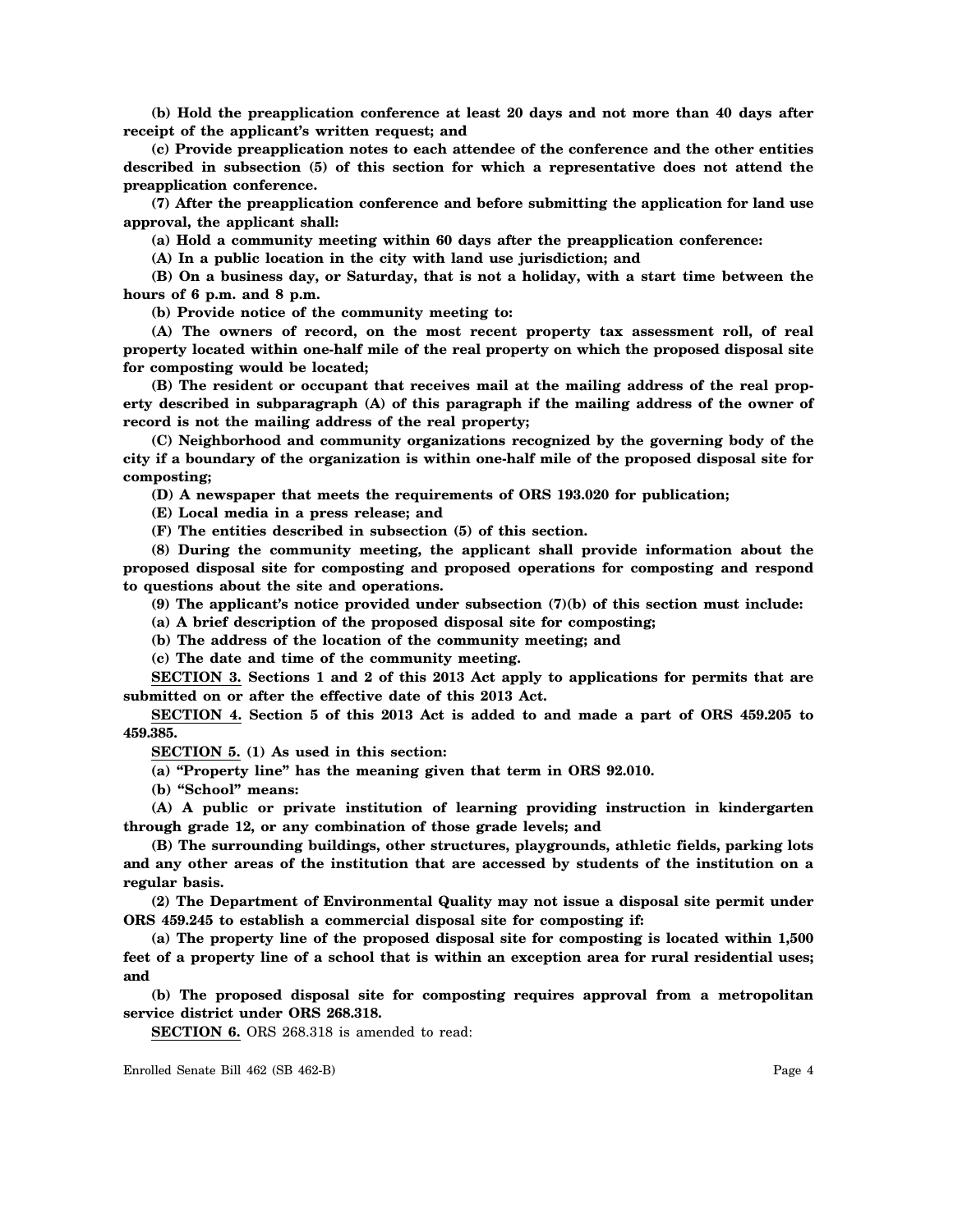**(b) Hold the preapplication conference at least 20 days and not more than 40 days after receipt of the applicant's written request; and**

**(c) Provide preapplication notes to each attendee of the conference and the other entities described in subsection (5) of this section for which a representative does not attend the preapplication conference.**

**(7) After the preapplication conference and before submitting the application for land use approval, the applicant shall:**

**(a) Hold a community meeting within 60 days after the preapplication conference:**

**(A) In a public location in the city with land use jurisdiction; and**

**(B) On a business day, or Saturday, that is not a holiday, with a start time between the hours of 6 p.m. and 8 p.m.**

**(b) Provide notice of the community meeting to:**

**(A) The owners of record, on the most recent property tax assessment roll, of real property located within one-half mile of the real property on which the proposed disposal site for composting would be located;**

**(B) The resident or occupant that receives mail at the mailing address of the real property described in subparagraph (A) of this paragraph if the mailing address of the owner of record is not the mailing address of the real property;**

**(C) Neighborhood and community organizations recognized by the governing body of the city if a boundary of the organization is within one-half mile of the proposed disposal site for composting;**

**(D) A newspaper that meets the requirements of ORS 193.020 for publication;**

**(E) Local media in a press release; and**

**(F) The entities described in subsection (5) of this section.**

**(8) During the community meeting, the applicant shall provide information about the proposed disposal site for composting and proposed operations for composting and respond to questions about the site and operations.**

**(9) The applicant's notice provided under subsection (7)(b) of this section must include:**

**(a) A brief description of the proposed disposal site for composting;**

**(b) The address of the location of the community meeting; and**

**(c) The date and time of the community meeting.**

**SECTION 3. Sections 1 and 2 of this 2013 Act apply to applications for permits that are submitted on or after the effective date of this 2013 Act.**

**SECTION 4. Section 5 of this 2013 Act is added to and made a part of ORS 459.205 to 459.385.**

**SECTION 5. (1) As used in this section:**

**(a) "Property line" has the meaning given that term in ORS 92.010.**

**(b) "School" means:**

**(A) A public or private institution of learning providing instruction in kindergarten through grade 12, or any combination of those grade levels; and**

**(B) The surrounding buildings, other structures, playgrounds, athletic fields, parking lots and any other areas of the institution that are accessed by students of the institution on a regular basis.**

**(2) The Department of Environmental Quality may not issue a disposal site permit under ORS 459.245 to establish a commercial disposal site for composting if:**

**(a) The property line of the proposed disposal site for composting is located within 1,500 feet of a property line of a school that is within an exception area for rural residential uses; and**

**(b) The proposed disposal site for composting requires approval from a metropolitan service district under ORS 268.318.**

**SECTION 6.** ORS 268.318 is amended to read: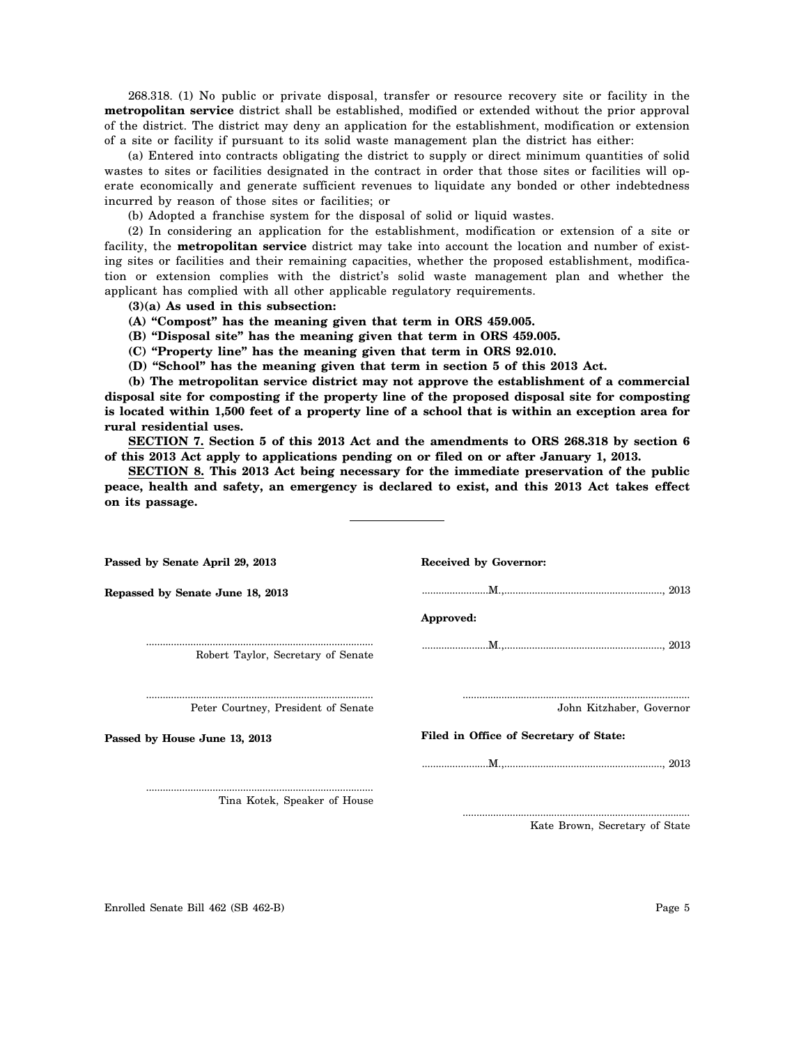268.318. (1) No public or private disposal, transfer or resource recovery site or facility in the **metropolitan service** district shall be established, modified or extended without the prior approval of the district. The district may deny an application for the establishment, modification or extension of a site or facility if pursuant to its solid waste management plan the district has either:

(a) Entered into contracts obligating the district to supply or direct minimum quantities of solid wastes to sites or facilities designated in the contract in order that those sites or facilities will operate economically and generate sufficient revenues to liquidate any bonded or other indebtedness incurred by reason of those sites or facilities; or

(b) Adopted a franchise system for the disposal of solid or liquid wastes.

(2) In considering an application for the establishment, modification or extension of a site or facility, the **metropolitan service** district may take into account the location and number of existing sites or facilities and their remaining capacities, whether the proposed establishment, modification or extension complies with the district's solid waste management plan and whether the applicant has complied with all other applicable regulatory requirements.

**(3)(a) As used in this subsection:**

**(A) "Compost" has the meaning given that term in ORS 459.005.**

**(B) "Disposal site" has the meaning given that term in ORS 459.005.**

**(C) "Property line" has the meaning given that term in ORS 92.010.**

**(D) "School" has the meaning given that term in section 5 of this 2013 Act.**

**(b) The metropolitan service district may not approve the establishment of a commercial disposal site for composting if the property line of the proposed disposal site for composting is located within 1,500 feet of a property line of a school that is within an exception area for rural residential uses.**

**SECTION 7. Section 5 of this 2013 Act and the amendments to ORS 268.318 by section 6 of this 2013 Act apply to applications pending on or filed on or after January 1, 2013.**

**SECTION 8. This 2013 Act being necessary for the immediate preservation of the public peace, health and safety, an emergency is declared to exist, and this 2013 Act takes effect on its passage.**

---

**Passed by Senate April 29, 2013**

**Repassed by Senate June 18, 2013**

..................................................................................
Robert Taylor, Secretary of Senate

..................................................................................
Peter Courtney, President of Senate

**Passed by House June 13, 2013**

..................................................................................
Tina Kotek, Speaker of House

**Received by Governor:**

........................M.,........................................................., 2013

**Approved:**

........................M.,........................................................., 2013

..................................................................................
John Kitzhaber, Governor

**Filed in Office of Secretary of State:**

........................M.,........................................................., 2013

..................................................................................
Kate Brown, Secretary of State

Enrolled Senate Bill 462 (SB 462-B)